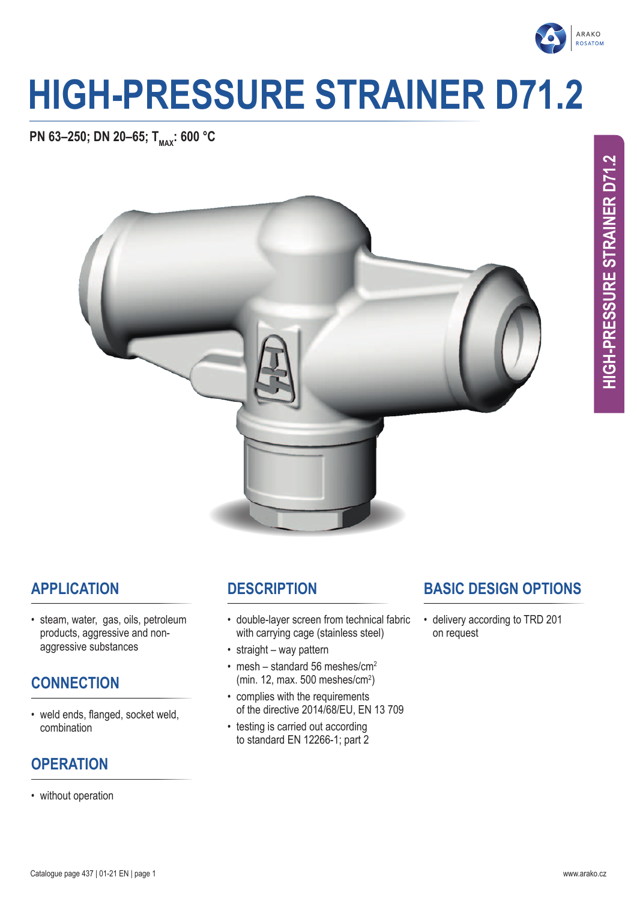# HIGH-PRESSURE STRAINER D71.2

**PN 63–250; DN 20–65; $T_{MAX}$: 600 °C**

## APPLICATION

- steam, water, gas, oils, petroleum products, aggressive and non-aggressive substances

## CONNECTION

- weld ends, flanged, socket weld, combination

## OPERATION

- without operation

## DESCRIPTION

- double-layer screen from technical fabric with carrying cage (stainless steel)
- straight – way pattern
- mesh – standard 56 meshes/cm$^2$ (min. 12, max. 500 meshes/cm$^2$)
- complies with the requirements of the directive 2014/68/EU, EN 13 709
- testing is carried out according to standard EN 12266-1; part 2

## BASIC DESIGN OPTIONS

- delivery according to TRD 201 on request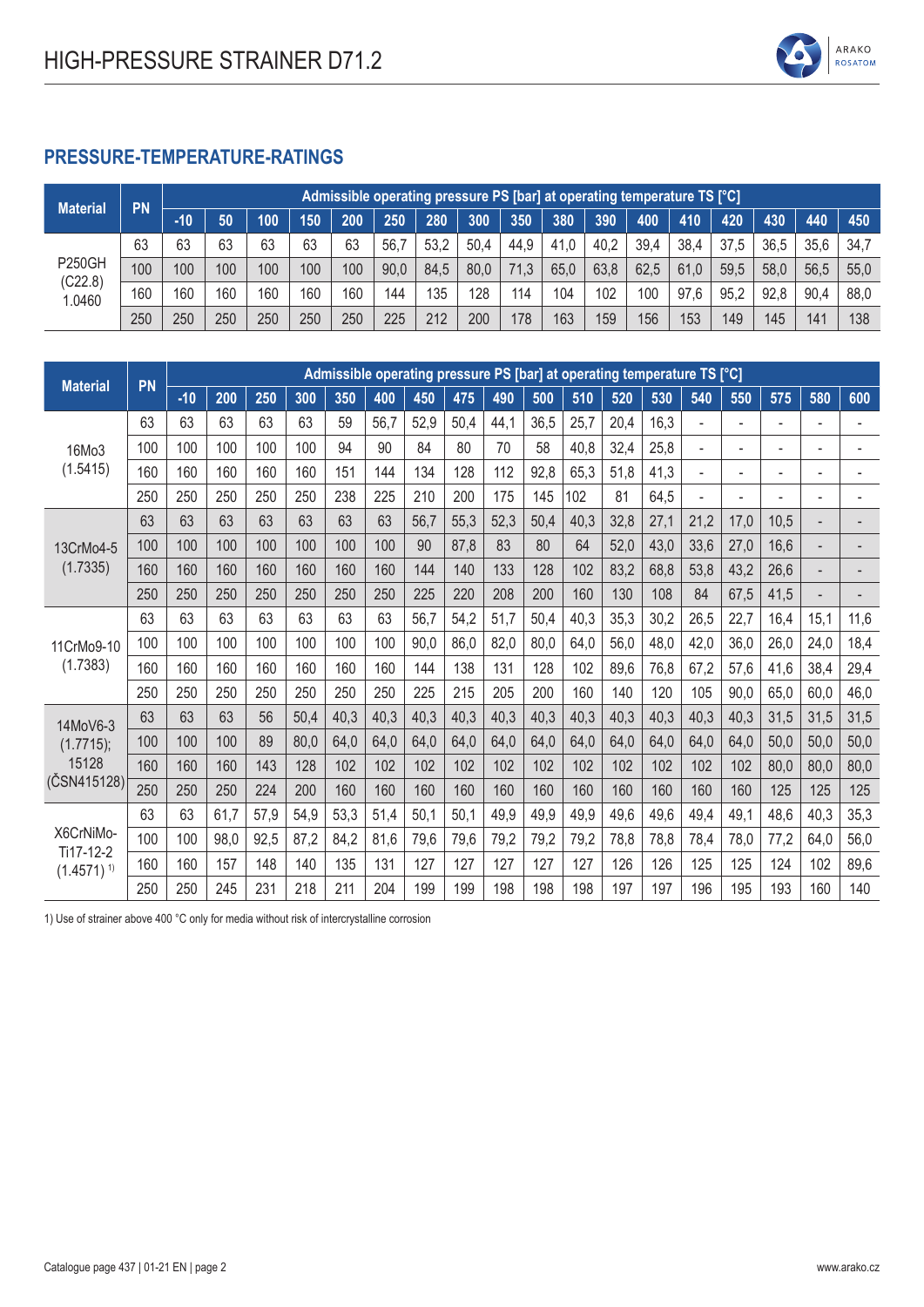## PRESSURE-TEMPERATURE-RATINGS

| Material | PN | Admissible operating pressure PS [bar] at operating temperature TS [°C] | | | | | | | | | | | | | | | | |
|---|---|---|---|---|---|---|---|---|---|---|---|---|---|---|---|---|---|---|
| | | -10 | 50 | 100 | 150 | 200 | 250 | 280 | 300 | 350 | 380 | 390 | 400 | 410 | 420 | 430 | 440 | 450 |
| P250GH (C22.8) 1.0460 | 63 | 63 | 63 | 63 | 63 | 63 | 56,7 | 53,2 | 50,4 | 44,9 | 41,0 | 40,2 | 39,4 | 38,4 | 37,5 | 36,5 | 35,6 | 34,7 |
| | 100 | 100 | 100 | 100 | 100 | 100 | 90,0 | 84,5 | 80,0 | 71,3 | 65,0 | 63,8 | 62,5 | 61,0 | 59,5 | 58,0 | 56,5 | 55,0 |
| | 160 | 160 | 160 | 160 | 160 | 160 | 144 | 135 | 128 | 114 | 104 | 102 | 100 | 97,6 | 95,2 | 92,8 | 90,4 | 88,0 |
| | 250 | 250 | 250 | 250 | 250 | 250 | 225 | 212 | 200 | 178 | 163 | 159 | 156 | 153 | 149 | 145 | 141 | 138 |

| Material | PN | Admissible operating pressure PS [bar] at operating temperature TS [°C] | | | | | | | | | | | | | | | | | |
|---|---|---|---|---|---|---|---|---|---|---|---|---|---|---|---|---|---|---|---|
| | | -10 | 200 | 250 | 300 | 350 | 400 | 450 | 475 | 490 | 500 | 510 | 520 | 530 | 540 | 550 | 575 | 580 | 600 |
| 16Mo3 (1.5415) | 63 | 63 | 63 | 63 | 63 | 59 | 56,7 | 52,9 | 50,4 | 44,1 | 36,5 | 25,7 | 20,4 | 16,3 | - | - | - | - | - |
| | 100 | 100 | 100 | 100 | 100 | 94 | 90 | 84 | 80 | 70 | 58 | 40,8 | 32,4 | 25,8 | - | - | - | - | - |
| | 160 | 160 | 160 | 160 | 160 | 151 | 144 | 134 | 128 | 112 | 92,8 | 65,3 | 51,8 | 41,3 | - | - | - | - | - |
| | 250 | 250 | 250 | 250 | 250 | 238 | 225 | 210 | 200 | 175 | 145 | 102 | 81 | 64,5 | - | - | - | - | - |
| 13CrMo4-5 (1.7335) | 63 | 63 | 63 | 63 | 63 | 63 | 63 | 56,7 | 55,3 | 52,3 | 50,4 | 40,3 | 32,8 | 27,1 | 21,2 | 17,0 | 10,5 | - | - |
| | 100 | 100 | 100 | 100 | 100 | 100 | 100 | 90 | 87,8 | 83 | 80 | 64 | 52,0 | 43,0 | 33,6 | 27,0 | 16,6 | - | - |
| | 160 | 160 | 160 | 160 | 160 | 160 | 160 | 144 | 140 | 133 | 128 | 102 | 83,2 | 68,8 | 53,8 | 43,2 | 26,6 | - | - |
| | 250 | 250 | 250 | 250 | 250 | 250 | 250 | 225 | 220 | 208 | 200 | 160 | 130 | 108 | 84 | 67,5 | 41,5 | - | - |
| 11CrMo9-10 (1.7383) | 63 | 63 | 63 | 63 | 63 | 63 | 63 | 56,7 | 54,2 | 51,7 | 50,4 | 40,3 | 35,3 | 30,2 | 26,5 | 22,7 | 16,4 | 15,1 | 11,6 |
| | 100 | 100 | 100 | 100 | 100 | 100 | 100 | 90,0 | 86,0 | 82,0 | 80,0 | 64,0 | 56,0 | 48,0 | 42,0 | 36,0 | 26,0 | 24,0 | 18,4 |
| | 160 | 160 | 160 | 160 | 160 | 160 | 160 | 144 | 138 | 131 | 128 | 102 | 89,6 | 76,8 | 67,2 | 57,6 | 41,6 | 38,4 | 29,4 |
| | 250 | 250 | 250 | 250 | 250 | 250 | 250 | 225 | 215 | 205 | 200 | 160 | 140 | 120 | 105 | 90,0 | 65,0 | 60,0 | 46,0 |
| 14MoV6-3 (1.7715); 15128 (ČSN415128) | 63 | 63 | 63 | 56 | 50,4 | 40,3 | 40,3 | 40,3 | 40,3 | 40,3 | 40,3 | 40,3 | 40,3 | 40,3 | 40,3 | 40,3 | 31,5 | 31,5 | 31,5 |
| | 100 | 100 | 100 | 89 | 80,0 | 64,0 | 64,0 | 64,0 | 64,0 | 64,0 | 64,0 | 64,0 | 64,0 | 64,0 | 64,0 | 64,0 | 50,0 | 50,0 | 50,0 |
| | 160 | 160 | 160 | 143 | 128 | 102 | 102 | 102 | 102 | 102 | 102 | 102 | 102 | 102 | 102 | 102 | 80,0 | 80,0 | 80,0 |
| | 250 | 250 | 250 | 224 | 200 | 160 | 160 | 160 | 160 | 160 | 160 | 160 | 160 | 160 | 160 | 160 | 125 | 125 | 125 |
| X6CrNiMo-Ti17-12-2 (1.4571) [1] | 63 | 63 | 61,7 | 57,9 | 54,9 | 53,3 | 51,4 | 50,1 | 50,1 | 49,9 | 49,9 | 49,9 | 49,6 | 49,6 | 49,4 | 49,1 | 48,6 | 40,3 | 35,3 |
| | 100 | 100 | 98,0 | 92,5 | 87,2 | 84,2 | 81,6 | 79,6 | 79,6 | 79,2 | 79,2 | 79,2 | 78,8 | 78,8 | 78,4 | 78,0 | 77,2 | 64,0 | 56,0 |
| | 160 | 160 | 157 | 148 | 140 | 135 | 131 | 127 | 127 | 127 | 127 | 127 | 126 | 126 | 125 | 125 | 124 | 102 | 89,6 |
| | 250 | 250 | 245 | 231 | 218 | 211 | 204 | 199 | 199 | 198 | 198 | 198 | 197 | 197 | 196 | 195 | 193 | 160 | 140 |

1) Use of strainer above 400 °C only for media without risk of intercrystalline corrosion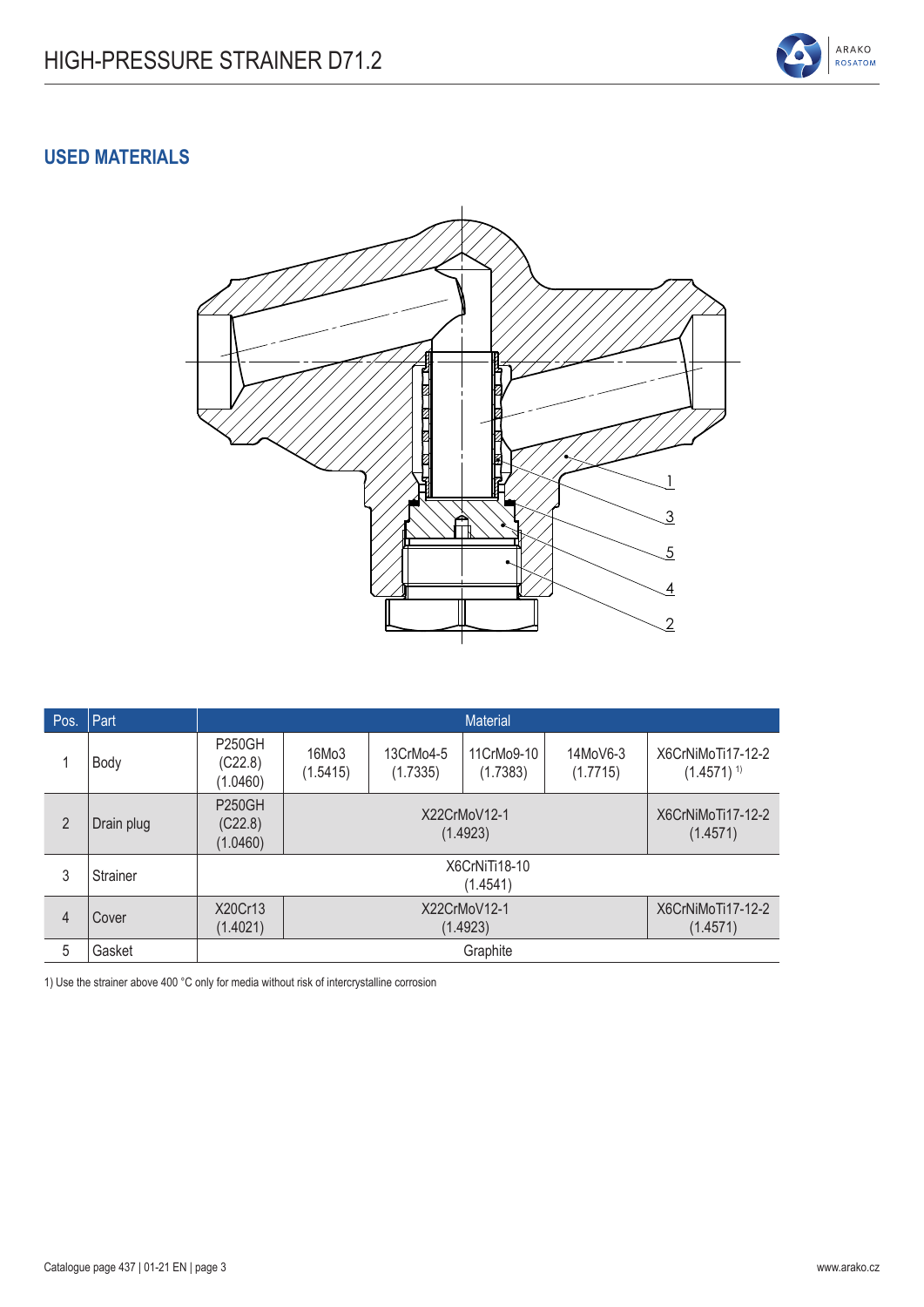## USED MATERIALS

| Pos. | Part | Material | | | | | |
|---|---|---|---|---|---|---|---|
| 1 | Body | P250GH (C22.8) (1.0460) | 16Mo3 (1.5415) | 13CrMo4-5 (1.7335) | 11CrMo9-10 (1.7383) | 14MoV6-3 (1.7715) | X6CrNiMoTi17-12-2 (1.4571) [1)] |
| 2 | Drain plug | P250GH (C22.8) (1.0460) | X22CrMoV12-1 (1.4923) | | | | X6CrNiMoTi17-12-2 (1.4571) |
| 3 | Strainer | X6CrNiTi18-10 (1.4541) | | | | | |
| 4 | Cover | X20Cr13 (1.4021) | X22CrMoV12-1 (1.4923) | | | | X6CrNiMoTi17-12-2 (1.4571) |
| 5 | Gasket | Graphite | | | | | |

1) Use the strainer above 400 °C only for media without risk of intercrystalline corrosion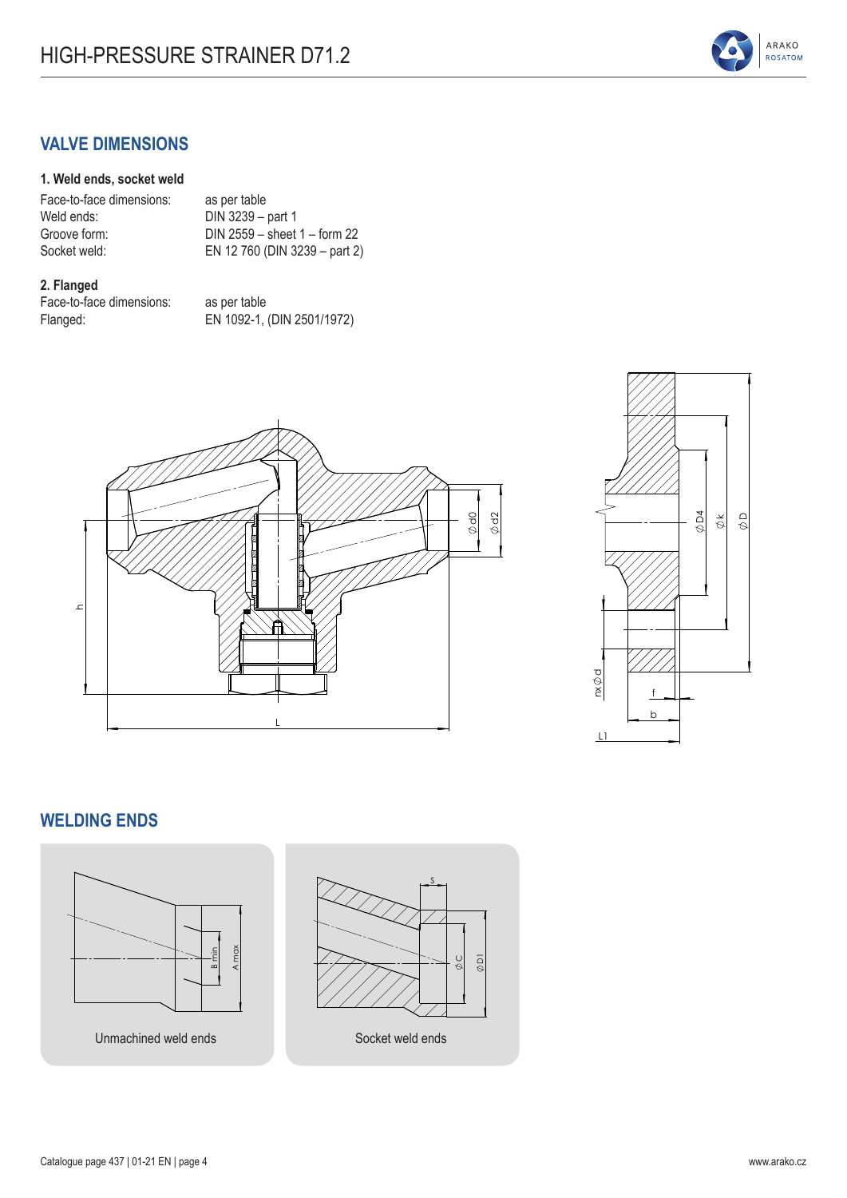## VALVE DIMENSIONS

**1. Weld ends, socket weld**

| | |
|---|---|
| Face-to-face dimensions: | as per table |
| Weld ends: | DIN 3239 – part 1 |
| Groove form: | DIN 2559 – sheet 1 – form 22 |
| Socket weld: | EN 12 760 (DIN 3239 – part 2) |

**2. Flanged**

| | |
|---|---|
| Face-to-face dimensions: | as per table |
| Flanged: | EN 1092-1, (DIN 2501/1972) |

## WELDING ENDS

Unmachined weld ends

Socket weld ends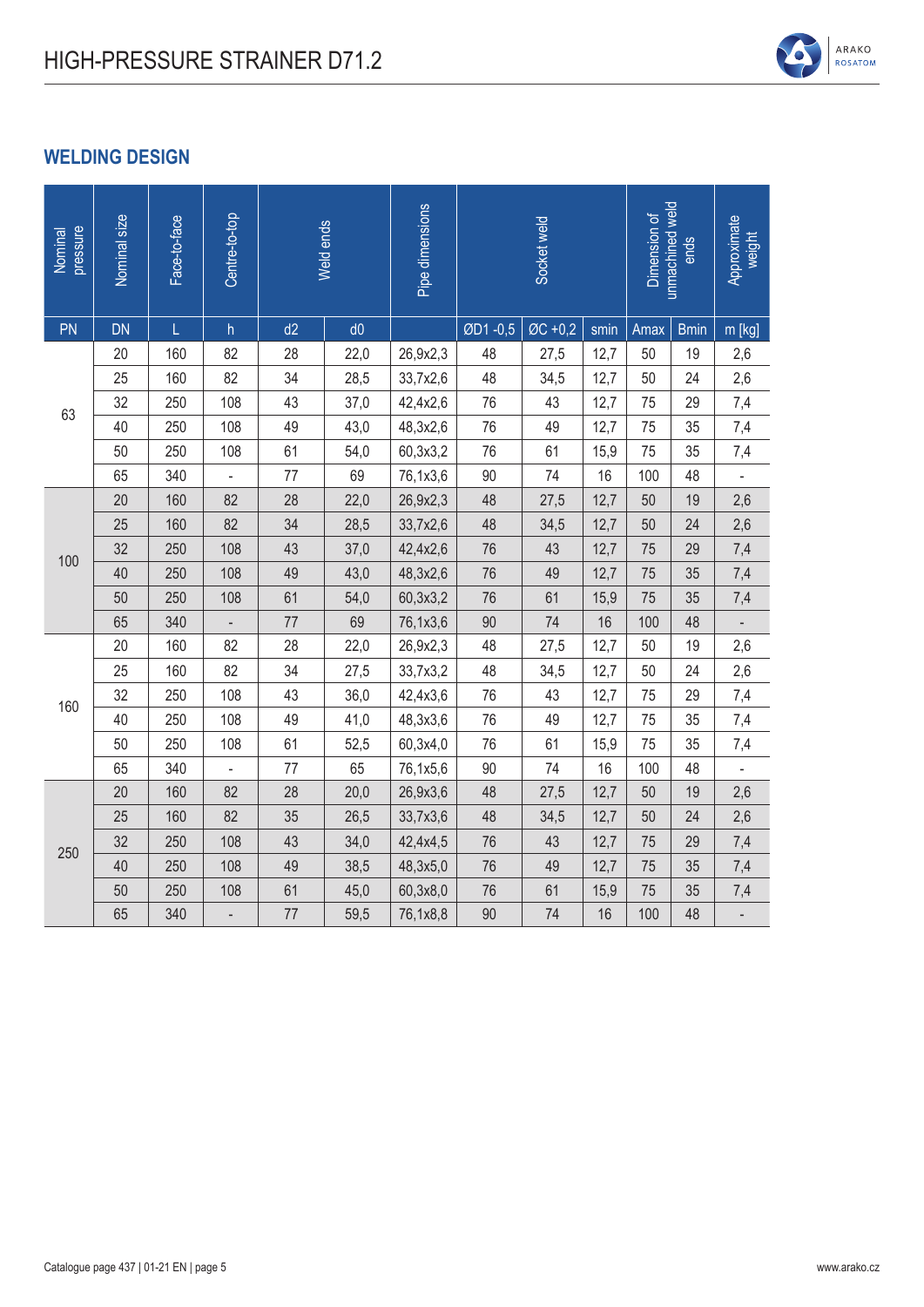# HIGH-PRESSURE STRAINER D71.2

## WELDING DESIGN

| Nominal pressure | Nominal size | Face-to-face | Centre-to-top | Weld ends | | Pipe dimensions | Socket weld | | | Dimension of unmachined weld ends | | Approximate weight |
|---|---|---|---|---|---|---|---|---|---|---|---|---|
| PN | DN | L | h | d2 | d0 | | ØD1 -0,5 | ØC +0,2 | smin | Amax | Bmin | m [kg] |
| 63 | 20 | 160 | 82 | 28 | 22,0 | 26,9x2,3 | 48 | 27,5 | 12,7 | 50 | 19 | 2,6 |
| | 25 | 160 | 82 | 34 | 28,5 | 33,7x2,6 | 48 | 34,5 | 12,7 | 50 | 24 | 2,6 |
| | 32 | 250 | 108 | 43 | 37,0 | 42,4x2,6 | 76 | 43 | 12,7 | 75 | 29 | 7,4 |
| | 40 | 250 | 108 | 49 | 43,0 | 48,3x2,6 | 76 | 49 | 12,7 | 75 | 35 | 7,4 |
| | 50 | 250 | 108 | 61 | 54,0 | 60,3x3,2 | 76 | 61 | 15,9 | 75 | 35 | 7,4 |
| | 65 | 340 | - | 77 | 69 | 76,1x3,6 | 90 | 74 | 16 | 100 | 48 | - |
| 100 | 20 | 160 | 82 | 28 | 22,0 | 26,9x2,3 | 48 | 27,5 | 12,7 | 50 | 19 | 2,6 |
| | 25 | 160 | 82 | 34 | 28,5 | 33,7x2,6 | 48 | 34,5 | 12,7 | 50 | 24 | 2,6 |
| | 32 | 250 | 108 | 43 | 37,0 | 42,4x2,6 | 76 | 43 | 12,7 | 75 | 29 | 7,4 |
| | 40 | 250 | 108 | 49 | 43,0 | 48,3x2,6 | 76 | 49 | 12,7 | 75 | 35 | 7,4 |
| | 50 | 250 | 108 | 61 | 54,0 | 60,3x3,2 | 76 | 61 | 15,9 | 75 | 35 | 7,4 |
| | 65 | 340 | - | 77 | 69 | 76,1x3,6 | 90 | 74 | 16 | 100 | 48 | - |
| 160 | 20 | 160 | 82 | 28 | 22,0 | 26,9x2,3 | 48 | 27,5 | 12,7 | 50 | 19 | 2,6 |
| | 25 | 160 | 82 | 34 | 27,5 | 33,7x3,2 | 48 | 34,5 | 12,7 | 50 | 24 | 2,6 |
| | 32 | 250 | 108 | 43 | 36,0 | 42,4x3,6 | 76 | 43 | 12,7 | 75 | 29 | 7,4 |
| | 40 | 250 | 108 | 49 | 41,0 | 48,3x3,6 | 76 | 49 | 12,7 | 75 | 35 | 7,4 |
| | 50 | 250 | 108 | 61 | 52,5 | 60,3x4,0 | 76 | 61 | 15,9 | 75 | 35 | 7,4 |
| | 65 | 340 | - | 77 | 65 | 76,1x5,6 | 90 | 74 | 16 | 100 | 48 | - |
| 250 | 20 | 160 | 82 | 28 | 20,0 | 26,9x3,6 | 48 | 27,5 | 12,7 | 50 | 19 | 2,6 |
| | 25 | 160 | 82 | 35 | 26,5 | 33,7x3,6 | 48 | 34,5 | 12,7 | 50 | 24 | 2,6 |
| | 32 | 250 | 108 | 43 | 34,0 | 42,4x4,5 | 76 | 43 | 12,7 | 75 | 29 | 7,4 |
| | 40 | 250 | 108 | 49 | 38,5 | 48,3x5,0 | 76 | 49 | 12,7 | 75 | 35 | 7,4 |
| | 50 | 250 | 108 | 61 | 45,0 | 60,3x8,0 | 76 | 61 | 15,9 | 75 | 35 | 7,4 |
| | 65 | 340 | - | 77 | 59,5 | 76,1x8,8 | 90 | 74 | 16 | 100 | 48 | - |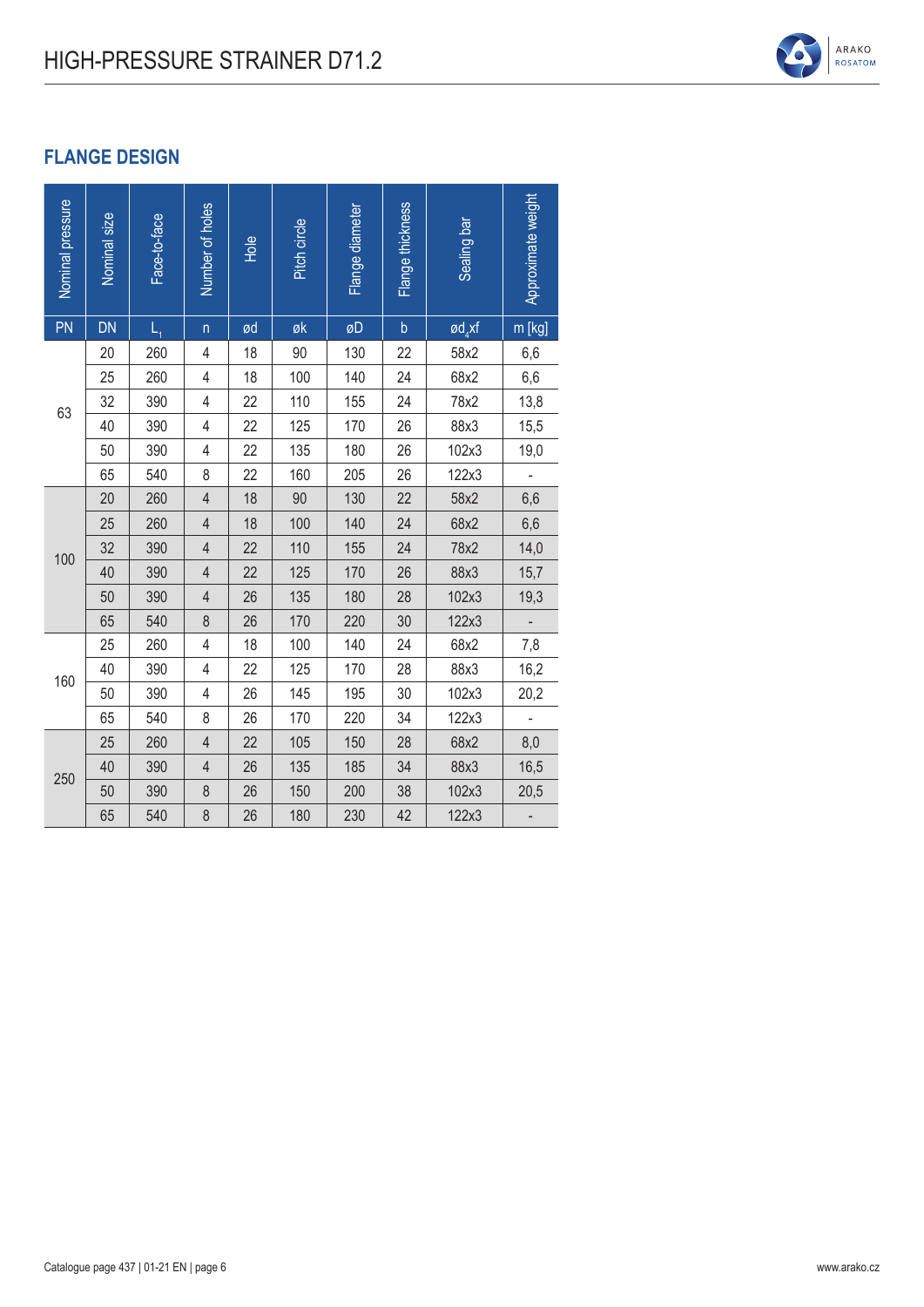## FLANGE DESIGN

| Nominal pressure | Nominal size | Face-to-face | Number of holes | Hole | Pitch circle | Flange diameter | Flange thickness | Sealing bar | Approximate weight |
|---|---|---|---|---|---|---|---|---|---|
| PN | DN | $L_1$ | n | ød | øk | øD | b | $ød_4xf$ | m [kg] |
| 63 | 20 | 260 | 4 | 18 | 90 | 130 | 22 | 58x2 | 6,6 |
| | 25 | 260 | 4 | 18 | 100 | 140 | 24 | 68x2 | 6,6 |
| | 32 | 390 | 4 | 22 | 110 | 155 | 24 | 78x2 | 13,8 |
| | 40 | 390 | 4 | 22 | 125 | 170 | 26 | 88x3 | 15,5 |
| | 50 | 390 | 4 | 22 | 135 | 180 | 26 | 102x3 | 19,0 |
| | 65 | 540 | 8 | 22 | 160 | 205 | 26 | 122x3 | - |
| 100 | 20 | 260 | 4 | 18 | 90 | 130 | 22 | 58x2 | 6,6 |
| | 25 | 260 | 4 | 18 | 100 | 140 | 24 | 68x2 | 6,6 |
| | 32 | 390 | 4 | 22 | 110 | 155 | 24 | 78x2 | 14,0 |
| | 40 | 390 | 4 | 22 | 125 | 170 | 26 | 88x3 | 15,7 |
| | 50 | 390 | 4 | 26 | 135 | 180 | 28 | 102x3 | 19,3 |
| | 65 | 540 | 8 | 26 | 170 | 220 | 30 | 122x3 | - |
| 160 | 25 | 260 | 4 | 18 | 100 | 140 | 24 | 68x2 | 7,8 |
| | 40 | 390 | 4 | 22 | 125 | 170 | 28 | 88x3 | 16,2 |
| | 50 | 390 | 4 | 26 | 145 | 195 | 30 | 102x3 | 20,2 |
| | 65 | 540 | 8 | 26 | 170 | 220 | 34 | 122x3 | - |
| 250 | 25 | 260 | 4 | 22 | 105 | 150 | 28 | 68x2 | 8,0 |
| | 40 | 390 | 4 | 26 | 135 | 185 | 34 | 88x3 | 16,5 |
| | 50 | 390 | 8 | 26 | 150 | 200 | 38 | 102x3 | 20,5 |
| | 65 | 540 | 8 | 26 | 180 | 230 | 42 | 122x3 | - |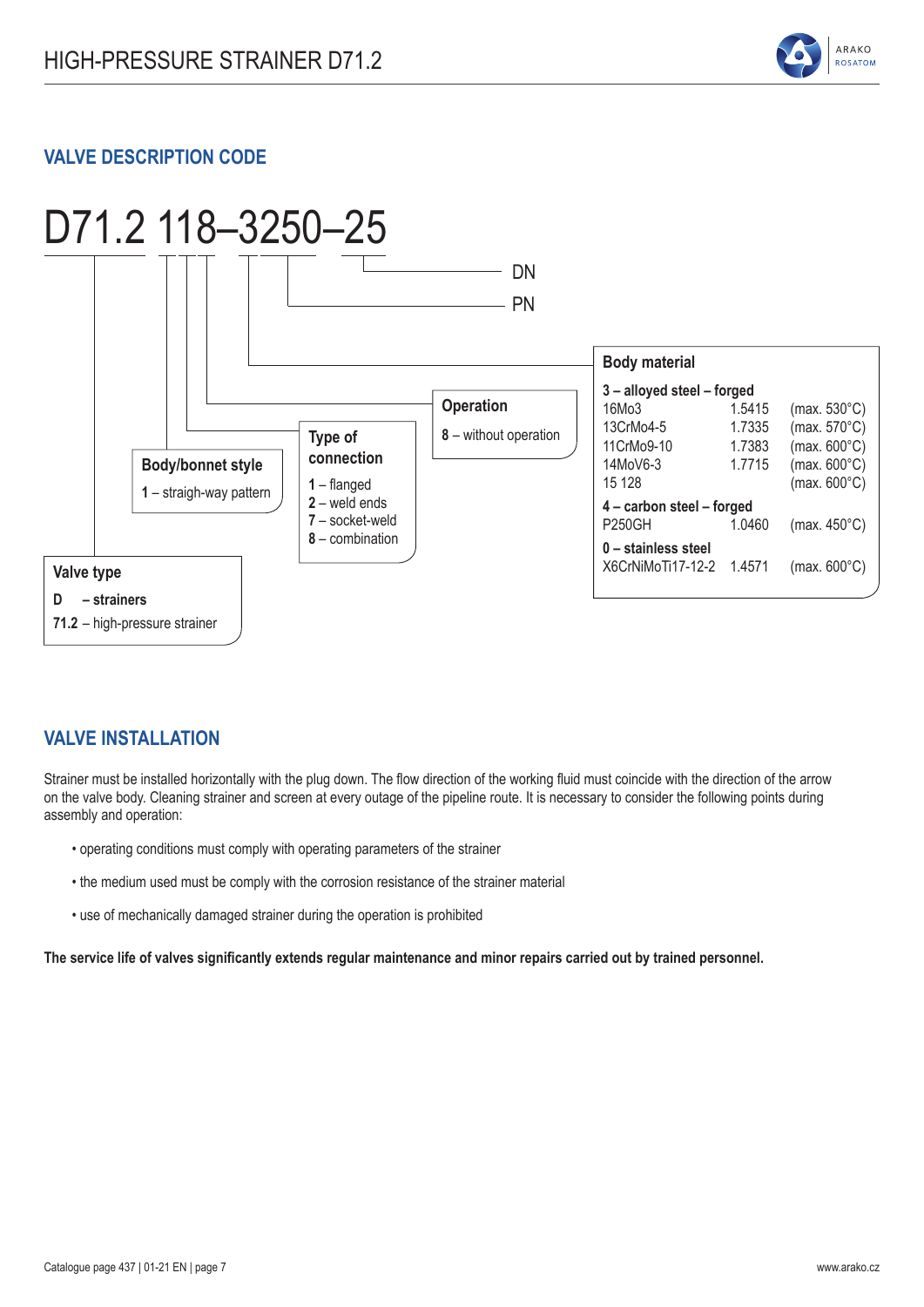## VALVE DESCRIPTION CODE

D71.2 118–3250–25

- DN
- PN

**Body material**

**3 – alloyed steel – forged**

| | | |
|---|---|---|
| 16Mo3 | 1.5415 | (max. 530°C) |
| 13CrMo4-5 | 1.7335 | (max. 570°C) |
| 11CrMo9-10 | 1.7383 | (max. 600°C) |
| 14MoV6-3 | 1.7715 | (max. 600°C) |
| 15 128 | | (max. 600°C) |

**4 – carbon steel – forged**

| | | |
|---|---|---|
| P250GH | 1.0460 | (max. 450°C) |

**0 – stainless steel**

| | | |
|---|---|---|
| X6CrNiMoTi17-12-2 | 1.4571 | (max. 600°C) |

**Operation**

**8** – without operation

**Type of connection**

**1** – flanged
**2** – weld ends
**7** – socket-weld
**8** – combination

**Body/bonnet style**

**1** – straigh-way pattern

**Valve type**

**D – strainers**
**71.2** – high-pressure strainer

## VALVE INSTALLATION

Strainer must be installed horizontally with the plug down. The flow direction of the working fluid must coincide with the direction of the arrow on the valve body. Cleaning strainer and screen at every outage of the pipeline route. It is necessary to consider the following points during assembly and operation:

- operating conditions must comply with operating parameters of the strainer
- the medium used must be comply with the corrosion resistance of the strainer material
- use of mechanically damaged strainer during the operation is prohibited

**The service life of valves significantly extends regular maintenance and minor repairs carried out by trained personnel.**